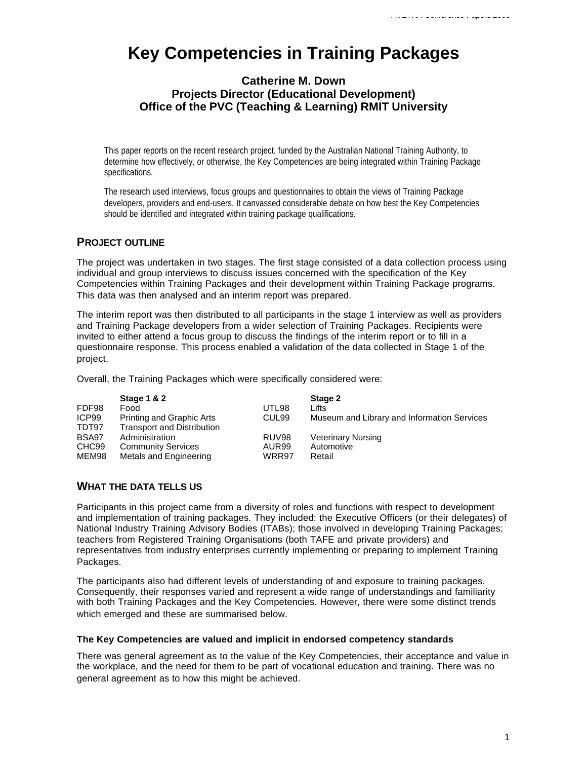# Key Competencies in Training Packages

**Catherine M. Down**
**Projects Director (Educational Development)**
**Office of the PVC (Teaching & Learning) RMIT University**

This paper reports on the recent research project, funded by the Australian National Training Authority, to determine how effectively, or otherwise, the Key Competencies are being integrated within Training Package specifications.

The research used interviews, focus groups and questionnaires to obtain the views of Training Package developers, providers and end-users. It canvassed considerable debate on how best the Key Competencies should be identified and integrated within training package qualifications.

## PROJECT OUTLINE

The project was undertaken in two stages. The first stage consisted of a data collection process using individual and group interviews to discuss issues concerned with the specification of the Key Competencies within Training Packages and their development within Training Package programs. This data was then analysed and an interim report was prepared.

The interim report was then distributed to all participants in the stage 1 interview as well as providers and Training Package developers from a wider selection of Training Packages. Recipients were invited to either attend a focus group to discuss the findings of the interim report or to fill in a questionnaire response. This process enabled a validation of the data collected in Stage 1 of the project.

Overall, the Training Packages which were specifically considered were:

| | Stage 1 & 2 | | Stage 2 |
|---|---|---|---|
| FDF98 | Food | UTL98 | Lifts |
| ICP99 | Printing and Graphic Arts | CUL99 | Museum and Library and Information Services |
| TDT97 | Transport and Distribution | | |
| BSA97 | Administration | RUV98 | Veterinary Nursing |
| CHC99 | Community Services | AUR99 | Automotive |
| MEM98 | Metals and Engineering | WRR97 | Retail |

## WHAT THE DATA TELLS US

Participants in this project came from a diversity of roles and functions with respect to development and implementation of training packages. They included: the Executive Officers (or their delegates) of National Industry Training Advisory Bodies (ITABs); those involved in developing Training Packages; teachers from Registered Training Organisations (both TAFE and private providers) and representatives from industry enterprises currently implementing or preparing to implement Training Packages.

The participants also had different levels of understanding of and exposure to training packages. Consequently, their responses varied and represent a wide range of understandings and familiarity with both Training Packages and the Key Competencies. However, there were some distinct trends which emerged and these are summarised below.

### The Key Competencies are valued and implicit in endorsed competency standards

There was general agreement as to the value of the Key Competencies, their acceptance and value in the workplace, and the need for them to be part of vocational education and training. There was no general agreement as to how this might be achieved.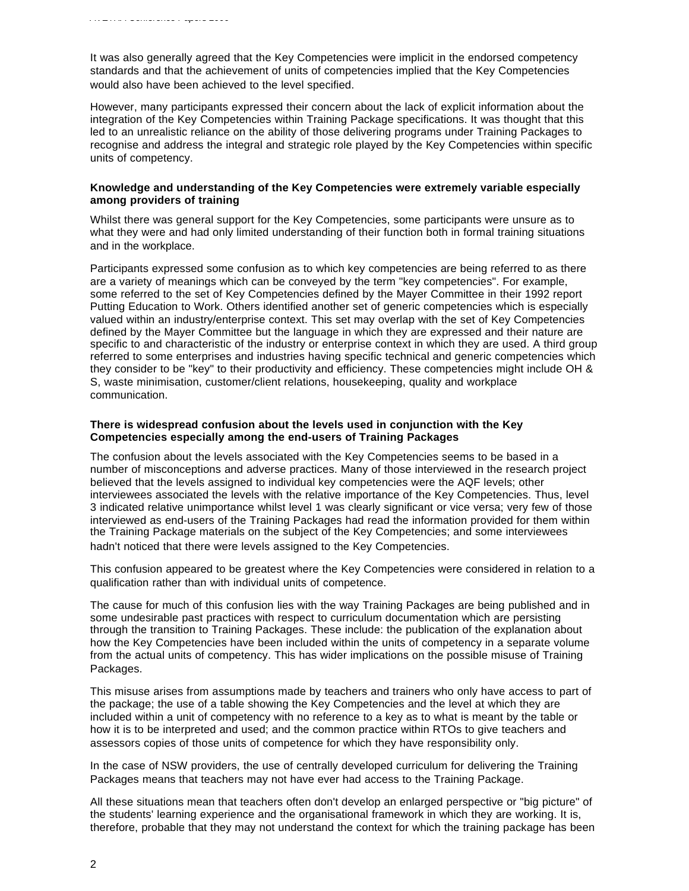It was also generally agreed that the Key Competencies were implicit in the endorsed competency standards and that the achievement of units of competencies implied that the Key Competencies would also have been achieved to the level specified.

However, many participants expressed their concern about the lack of explicit information about the integration of the Key Competencies within Training Package specifications. It was thought that this led to an unrealistic reliance on the ability of those delivering programs under Training Packages to recognise and address the integral and strategic role played by the Key Competencies within specific units of competency.

**Knowledge and understanding of the Key Competencies were extremely variable especially among providers of training**

Whilst there was general support for the Key Competencies, some participants were unsure as to what they were and had only limited understanding of their function both in formal training situations and in the workplace.

Participants expressed some confusion as to which key competencies are being referred to as there are a variety of meanings which can be conveyed by the term "key competencies". For example, some referred to the set of Key Competencies defined by the Mayer Committee in their 1992 report Putting Education to Work. Others identified another set of generic competencies which is especially valued within an industry/enterprise context. This set may overlap with the set of Key Competencies defined by the Mayer Committee but the language in which they are expressed and their nature are specific to and characteristic of the industry or enterprise context in which they are used. A third group referred to some enterprises and industries having specific technical and generic competencies which they consider to be "key" to their productivity and efficiency. These competencies might include OH & S, waste minimisation, customer/client relations, housekeeping, quality and workplace communication.

**There is widespread confusion about the levels used in conjunction with the Key Competencies especially among the end-users of Training Packages**

The confusion about the levels associated with the Key Competencies seems to be based in a number of misconceptions and adverse practices. Many of those interviewed in the research project believed that the levels assigned to individual key competencies were the AQF levels; other interviewees associated the levels with the relative importance of the Key Competencies. Thus, level 3 indicated relative unimportance whilst level 1 was clearly significant or vice versa; very few of those interviewed as end-users of the Training Packages had read the information provided for them within the Training Package materials on the subject of the Key Competencies; and some interviewees hadn't noticed that there were levels assigned to the Key Competencies.

This confusion appeared to be greatest where the Key Competencies were considered in relation to a qualification rather than with individual units of competence.

The cause for much of this confusion lies with the way Training Packages are being published and in some undesirable past practices with respect to curriculum documentation which are persisting through the transition to Training Packages. These include: the publication of the explanation about how the Key Competencies have been included within the units of competency in a separate volume from the actual units of competency. This has wider implications on the possible misuse of Training Packages.

This misuse arises from assumptions made by teachers and trainers who only have access to part of the package; the use of a table showing the Key Competencies and the level at which they are included within a unit of competency with no reference to a key as to what is meant by the table or how it is to be interpreted and used; and the common practice within RTOs to give teachers and assessors copies of those units of competence for which they have responsibility only.

In the case of NSW providers, the use of centrally developed curriculum for delivering the Training Packages means that teachers may not have ever had access to the Training Package.

All these situations mean that teachers often don't develop an enlarged perspective or "big picture" of the students' learning experience and the organisational framework in which they are working. It is, therefore, probable that they may not understand the context for which the training package has been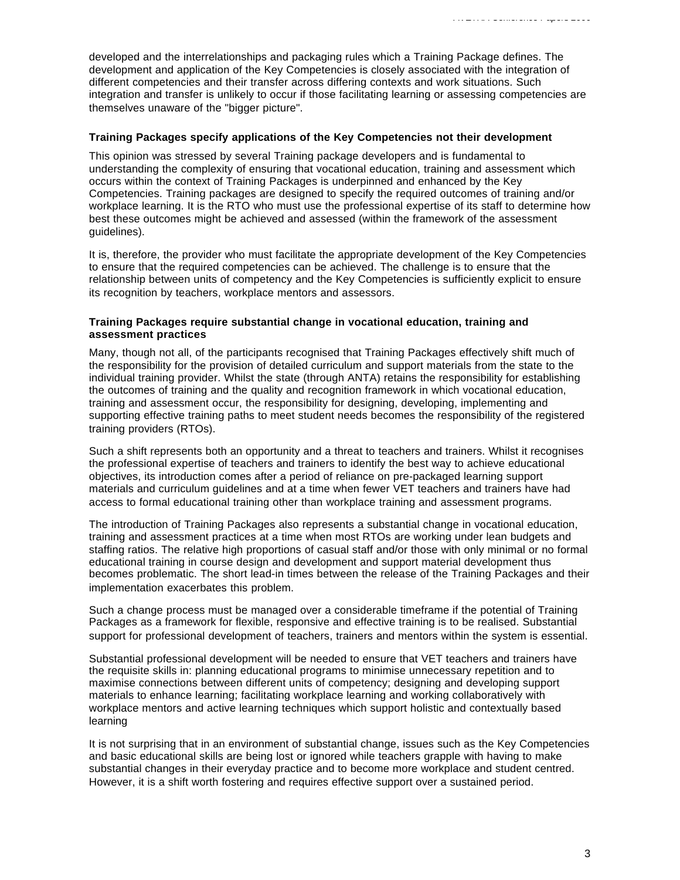developed and the interrelationships and packaging rules which a Training Package defines. The development and application of the Key Competencies is closely associated with the integration of different competencies and their transfer across differing contexts and work situations. Such integration and transfer is unlikely to occur if those facilitating learning or assessing competencies are themselves unaware of the "bigger picture".

**Training Packages specify applications of the Key Competencies not their development**

This opinion was stressed by several Training package developers and is fundamental to understanding the complexity of ensuring that vocational education, training and assessment which occurs within the context of Training Packages is underpinned and enhanced by the Key Competencies. Training packages are designed to specify the required outcomes of training and/or workplace learning. It is the RTO who must use the professional expertise of its staff to determine how best these outcomes might be achieved and assessed (within the framework of the assessment guidelines).

It is, therefore, the provider who must facilitate the appropriate development of the Key Competencies to ensure that the required competencies can be achieved. The challenge is to ensure that the relationship between units of competency and the Key Competencies is sufficiently explicit to ensure its recognition by teachers, workplace mentors and assessors.

**Training Packages require substantial change in vocational education, training and assessment practices**

Many, though not all, of the participants recognised that Training Packages effectively shift much of the responsibility for the provision of detailed curriculum and support materials from the state to the individual training provider. Whilst the state (through ANTA) retains the responsibility for establishing the outcomes of training and the quality and recognition framework in which vocational education, training and assessment occur, the responsibility for designing, developing, implementing and supporting effective training paths to meet student needs becomes the responsibility of the registered training providers (RTOs).

Such a shift represents both an opportunity and a threat to teachers and trainers. Whilst it recognises the professional expertise of teachers and trainers to identify the best way to achieve educational objectives, its introduction comes after a period of reliance on pre-packaged learning support materials and curriculum guidelines and at a time when fewer VET teachers and trainers have had access to formal educational training other than workplace training and assessment programs.

The introduction of Training Packages also represents a substantial change in vocational education, training and assessment practices at a time when most RTOs are working under lean budgets and staffing ratios. The relative high proportions of casual staff and/or those with only minimal or no formal educational training in course design and development and support material development thus becomes problematic. The short lead-in times between the release of the Training Packages and their implementation exacerbates this problem.

Such a change process must be managed over a considerable timeframe if the potential of Training Packages as a framework for flexible, responsive and effective training is to be realised. Substantial support for professional development of teachers, trainers and mentors within the system is essential.

Substantial professional development will be needed to ensure that VET teachers and trainers have the requisite skills in: planning educational programs to minimise unnecessary repetition and to maximise connections between different units of competency; designing and developing support materials to enhance learning; facilitating workplace learning and working collaboratively with workplace mentors and active learning techniques which support holistic and contextually based learning

It is not surprising that in an environment of substantial change, issues such as the Key Competencies and basic educational skills are being lost or ignored while teachers grapple with having to make substantial changes in their everyday practice and to become more workplace and student centred. However, it is a shift worth fostering and requires effective support over a sustained period.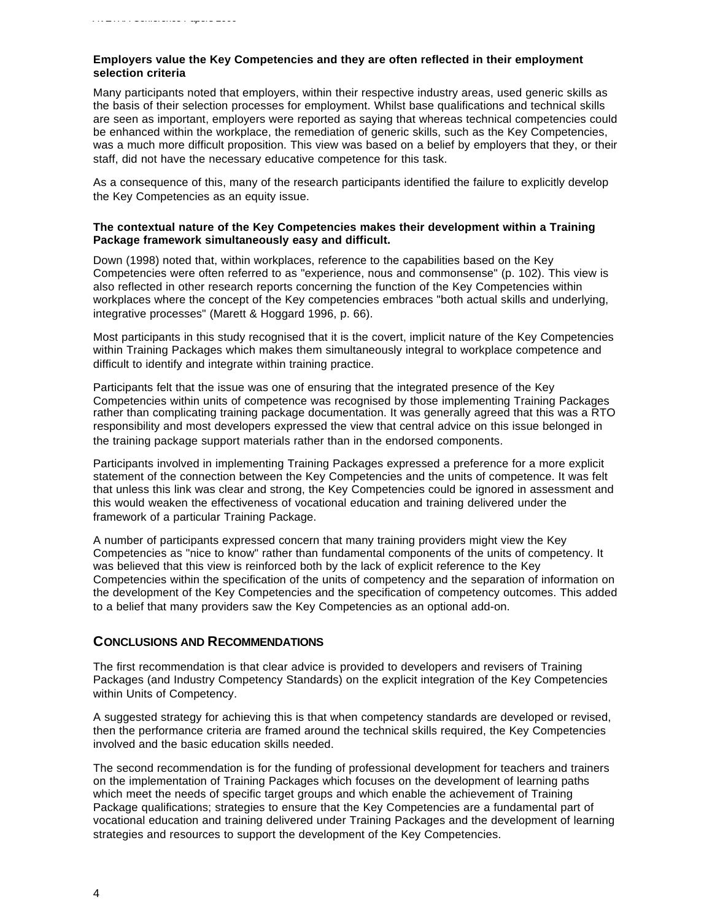**Employers value the Key Competencies and they are often reflected in their employment selection criteria**

Many participants noted that employers, within their respective industry areas, used generic skills as the basis of their selection processes for employment. Whilst base qualifications and technical skills are seen as important, employers were reported as saying that whereas technical competencies could be enhanced within the workplace, the remediation of generic skills, such as the Key Competencies, was a much more difficult proposition. This view was based on a belief by employers that they, or their staff, did not have the necessary educative competence for this task.

As a consequence of this, many of the research participants identified the failure to explicitly develop the Key Competencies as an equity issue.

**The contextual nature of the Key Competencies makes their development within a Training Package framework simultaneously easy and difficult.**

Down (1998) noted that, within workplaces, reference to the capabilities based on the Key Competencies were often referred to as "experience, nous and commonsense" (p. 102). This view is also reflected in other research reports concerning the function of the Key Competencies within workplaces where the concept of the Key competencies embraces "both actual skills and underlying, integrative processes" (Marett & Hoggard 1996, p. 66).

Most participants in this study recognised that it is the covert, implicit nature of the Key Competencies within Training Packages which makes them simultaneously integral to workplace competence and difficult to identify and integrate within training practice.

Participants felt that the issue was one of ensuring that the integrated presence of the Key Competencies within units of competence was recognised by those implementing Training Packages rather than complicating training package documentation. It was generally agreed that this was a RTO responsibility and most developers expressed the view that central advice on this issue belonged in the training package support materials rather than in the endorsed components.

Participants involved in implementing Training Packages expressed a preference for a more explicit statement of the connection between the Key Competencies and the units of competence. It was felt that unless this link was clear and strong, the Key Competencies could be ignored in assessment and this would weaken the effectiveness of vocational education and training delivered under the framework of a particular Training Package.

A number of participants expressed concern that many training providers might view the Key Competencies as "nice to know" rather than fundamental components of the units of competency. It was believed that this view is reinforced both by the lack of explicit reference to the Key Competencies within the specification of the units of competency and the separation of information on the development of the Key Competencies and the specification of competency outcomes. This added to a belief that many providers saw the Key Competencies as an optional add-on.

## CONCLUSIONS AND RECOMMENDATIONS

The first recommendation is that clear advice is provided to developers and revisers of Training Packages (and Industry Competency Standards) on the explicit integration of the Key Competencies within Units of Competency.

A suggested strategy for achieving this is that when competency standards are developed or revised, then the performance criteria are framed around the technical skills required, the Key Competencies involved and the basic education skills needed.

The second recommendation is for the funding of professional development for teachers and trainers on the implementation of Training Packages which focuses on the development of learning paths which meet the needs of specific target groups and which enable the achievement of Training Package qualifications; strategies to ensure that the Key Competencies are a fundamental part of vocational education and training delivered under Training Packages and the development of learning strategies and resources to support the development of the Key Competencies.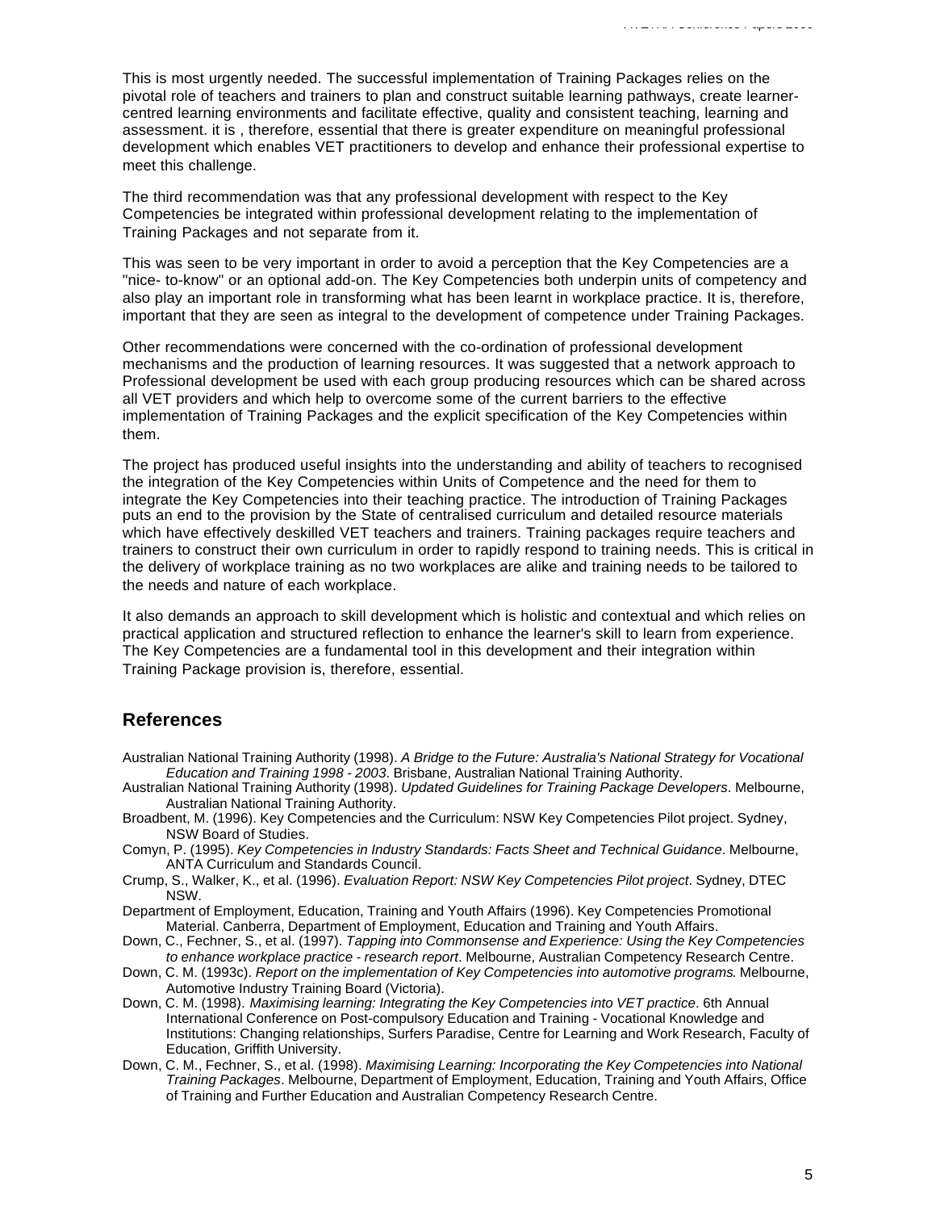This is most urgently needed. The successful implementation of Training Packages relies on the pivotal role of teachers and trainers to plan and construct suitable learning pathways, create learner-centred learning environments and facilitate effective, quality and consistent teaching, learning and assessment. it is , therefore, essential that there is greater expenditure on meaningful professional development which enables VET practitioners to develop and enhance their professional expertise to meet this challenge.

The third recommendation was that any professional development with respect to the Key Competencies be integrated within professional development relating to the implementation of Training Packages and not separate from it.

This was seen to be very important in order to avoid a perception that the Key Competencies are a "nice- to-know" or an optional add-on. The Key Competencies both underpin units of competency and also play an important role in transforming what has been learnt in workplace practice. It is, therefore, important that they are seen as integral to the development of competence under Training Packages.

Other recommendations were concerned with the co-ordination of professional development mechanisms and the production of learning resources. It was suggested that a network approach to Professional development be used with each group producing resources which can be shared across all VET providers and which help to overcome some of the current barriers to the effective implementation of Training Packages and the explicit specification of the Key Competencies within them.

The project has produced useful insights into the understanding and ability of teachers to recognised the integration of the Key Competencies within Units of Competence and the need for them to integrate the Key Competencies into their teaching practice. The introduction of Training Packages puts an end to the provision by the State of centralised curriculum and detailed resource materials which have effectively deskilled VET teachers and trainers. Training packages require teachers and trainers to construct their own curriculum in order to rapidly respond to training needs. This is critical in the delivery of workplace training as no two workplaces are alike and training needs to be tailored to the needs and nature of each workplace.

It also demands an approach to skill development which is holistic and contextual and which relies on practical application and structured reflection to enhance the learner's skill to learn from experience. The Key Competencies are a fundamental tool in this development and their integration within Training Package provision is, therefore, essential.

## References

Australian National Training Authority (1998). *A Bridge to the Future: Australia's National Strategy for Vocational Education and Training 1998 - 2003*. Brisbane, Australian National Training Authority.

Australian National Training Authority (1998). *Updated Guidelines for Training Package Developers*. Melbourne, Australian National Training Authority.

Broadbent, M. (1996). Key Competencies and the Curriculum: NSW Key Competencies Pilot project. Sydney, NSW Board of Studies.

Comyn, P. (1995). *Key Competencies in Industry Standards: Facts Sheet and Technical Guidance*. Melbourne, ANTA Curriculum and Standards Council.

Crump, S., Walker, K., et al. (1996). *Evaluation Report: NSW Key Competencies Pilot project*. Sydney, DTEC NSW.

Department of Employment, Education, Training and Youth Affairs (1996). Key Competencies Promotional Material. Canberra, Department of Employment, Education and Training and Youth Affairs.

Down, C., Fechner, S., et al. (1997). *Tapping into Commonsense and Experience: Using the Key Competencies to enhance workplace practice - research report*. Melbourne, Australian Competency Research Centre.

Down, C. M. (1993c). *Report on the implementation of Key Competencies into automotive programs*. Melbourne, Automotive Industry Training Board (Victoria).

Down, C. M. (1998). *Maximising learning: Integrating the Key Competencies into VET practice*. 6th Annual International Conference on Post-compulsory Education and Training - Vocational Knowledge and Institutions: Changing relationships, Surfers Paradise, Centre for Learning and Work Research, Faculty of Education, Griffith University.

Down, C. M., Fechner, S., et al. (1998). *Maximising Learning: Incorporating the Key Competencies into National Training Packages*. Melbourne, Department of Employment, Education, Training and Youth Affairs, Office of Training and Further Education and Australian Competency Research Centre.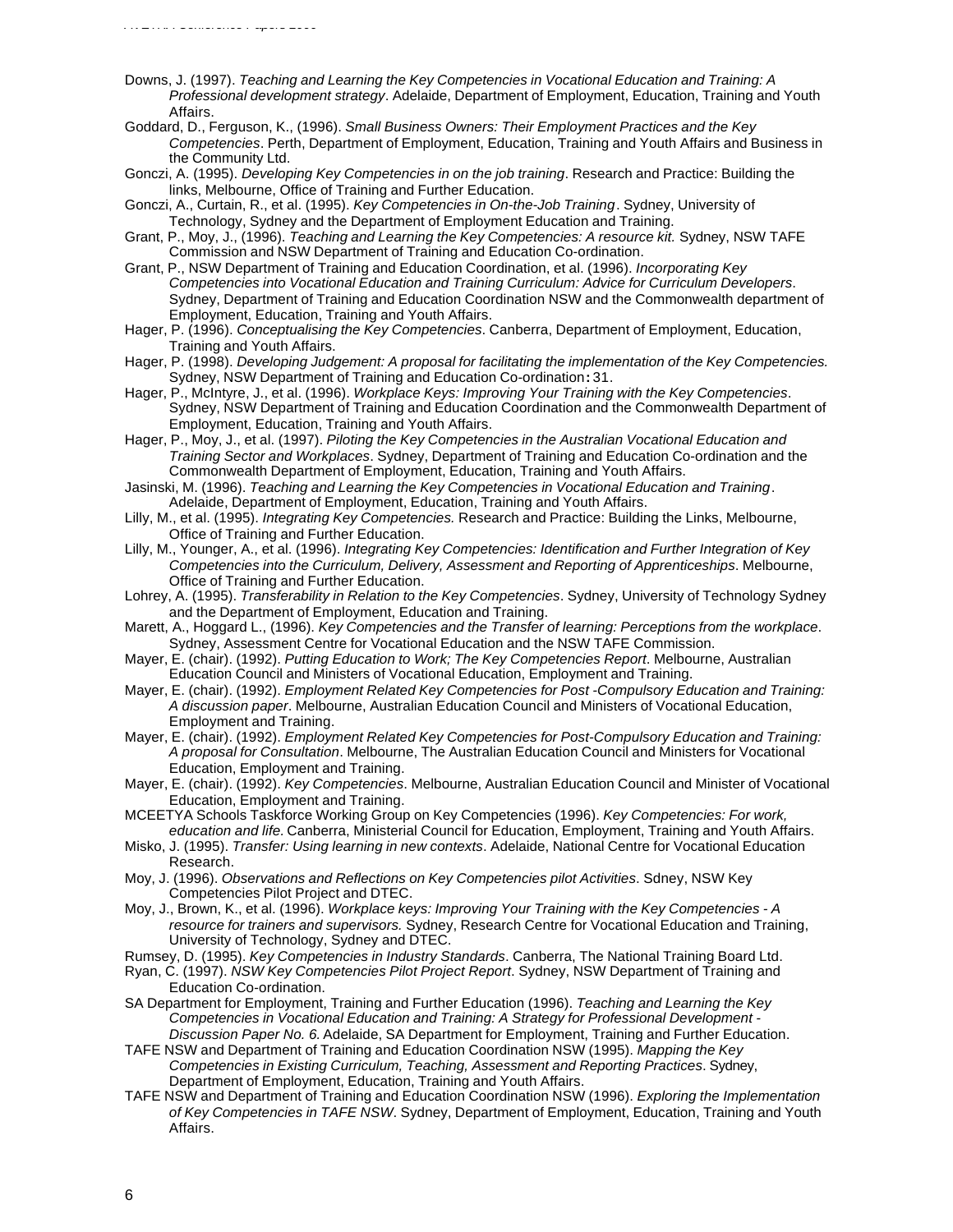Downs, J. (1997). *Teaching and Learning the Key Competencies in Vocational Education and Training: A Professional development strategy*. Adelaide, Department of Employment, Education, Training and Youth Affairs.

Goddard, D., Ferguson, K., (1996). *Small Business Owners: Their Employment Practices and the Key Competencies*. Perth, Department of Employment, Education, Training and Youth Affairs and Business in the Community Ltd.

Gonczi, A. (1995). *Developing Key Competencies in on the job training*. Research and Practice: Building the links, Melbourne, Office of Training and Further Education.

Gonczi, A., Curtain, R., et al. (1995). *Key Competencies in On-the-Job Training*. Sydney, University of Technology, Sydney and the Department of Employment Education and Training.

Grant, P., Moy, J., (1996). *Teaching and Learning the Key Competencies: A resource kit.* Sydney, NSW TAFE Commission and NSW Department of Training and Education Co-ordination.

Grant, P., NSW Department of Training and Education Coordination, et al. (1996). *Incorporating Key Competencies into Vocational Education and Training Curriculum: Advice for Curriculum Developers.* Sydney, Department of Training and Education Coordination NSW and the Commonwealth department of Employment, Education, Training and Youth Affairs.

Hager, P. (1996). *Conceptualising the Key Competencies*. Canberra, Department of Employment, Education, Training and Youth Affairs.

Hager, P. (1998). *Developing Judgement: A proposal for facilitating the implementation of the Key Competencies.* Sydney, NSW Department of Training and Education Co-ordination**:** 31.

Hager, P., McIntyre, J., et al. (1996). *Workplace Keys: Improving Your Training with the Key Competencies*. Sydney, NSW Department of Training and Education Coordination and the Commonwealth Department of Employment, Education, Training and Youth Affairs.

Hager, P., Moy, J., et al. (1997). *Piloting the Key Competencies in the Australian Vocational Education and Training Sector and Workplaces*. Sydney, Department of Training and Education Co-ordination and the Commonwealth Department of Employment, Education, Training and Youth Affairs.

Jasinski, M. (1996). *Teaching and Learning the Key Competencies in Vocational Education and Training*. Adelaide, Department of Employment, Education, Training and Youth Affairs.

Lilly, M., et al. (1995). *Integrating Key Competencies.* Research and Practice: Building the Links, Melbourne, Office of Training and Further Education.

Lilly, M., Younger, A., et al. (1996). *Integrating Key Competencies: Identification and Further Integration of Key Competencies into the Curriculum, Delivery, Assessment and Reporting of Apprenticeships*. Melbourne, Office of Training and Further Education.

Lohrey, A. (1995). *Transferability in Relation to the Key Competencies*. Sydney, University of Technology Sydney and the Department of Employment, Education and Training.

Marett, A., Hoggard L., (1996). *Key Competencies and the Transfer of learning: Perceptions from the workplace*. Sydney, Assessment Centre for Vocational Education and the NSW TAFE Commission.

Mayer, E. (chair). (1992). *Putting Education to Work; The Key Competencies Report*. Melbourne, Australian Education Council and Ministers of Vocational Education, Employment and Training.

Mayer, E. (chair). (1992). *Employment Related Key Competencies for Post -Compulsory Education and Training: A discussion paper*. Melbourne, Australian Education Council and Ministers of Vocational Education, Employment and Training.

Mayer, E. (chair). (1992). *Employment Related Key Competencies for Post-Compulsory Education and Training: A proposal for Consultation*. Melbourne, The Australian Education Council and Ministers for Vocational Education, Employment and Training.

Mayer, E. (chair). (1992). *Key Competencies*. Melbourne, Australian Education Council and Minister of Vocational Education, Employment and Training.

MCEETYA Schools Taskforce Working Group on Key Competencies (1996). *Key Competencies: For work, education and life.* Canberra, Ministerial Council for Education, Employment, Training and Youth Affairs.

Misko, J. (1995). *Transfer: Using learning in new contexts*. Adelaide, National Centre for Vocational Education Research.

Moy, J. (1996). *Observations and Reflections on Key Competencies pilot Activities*. Sdney, NSW Key Competencies Pilot Project and DTEC.

Moy, J., Brown, K., et al. (1996). *Workplace keys: Improving Your Training with the Key Competencies - A resource for trainers and supervisors.* Sydney, Research Centre for Vocational Education and Training, University of Technology, Sydney and DTEC.

Rumsey, D. (1995). *Key Competencies in Industry Standards*. Canberra, The National Training Board Ltd.

Ryan, C. (1997). *NSW Key Competencies Pilot Project Report*. Sydney, NSW Department of Training and Education Co-ordination.

SA Department for Employment, Training and Further Education (1996). *Teaching and Learning the Key Competencies in Vocational Education and Training: A Strategy for Professional Development - Discussion Paper No. 6.* Adelaide, SA Department for Employment, Training and Further Education.

TAFE NSW and Department of Training and Education Coordination NSW (1995). *Mapping the Key Competencies in Existing Curriculum, Teaching, Assessment and Reporting Practices*. Sydney, Department of Employment, Education, Training and Youth Affairs.

TAFE NSW and Department of Training and Education Coordination NSW (1996). *Exploring the Implementation of Key Competencies in TAFE NSW*. Sydney, Department of Employment, Education, Training and Youth Affairs.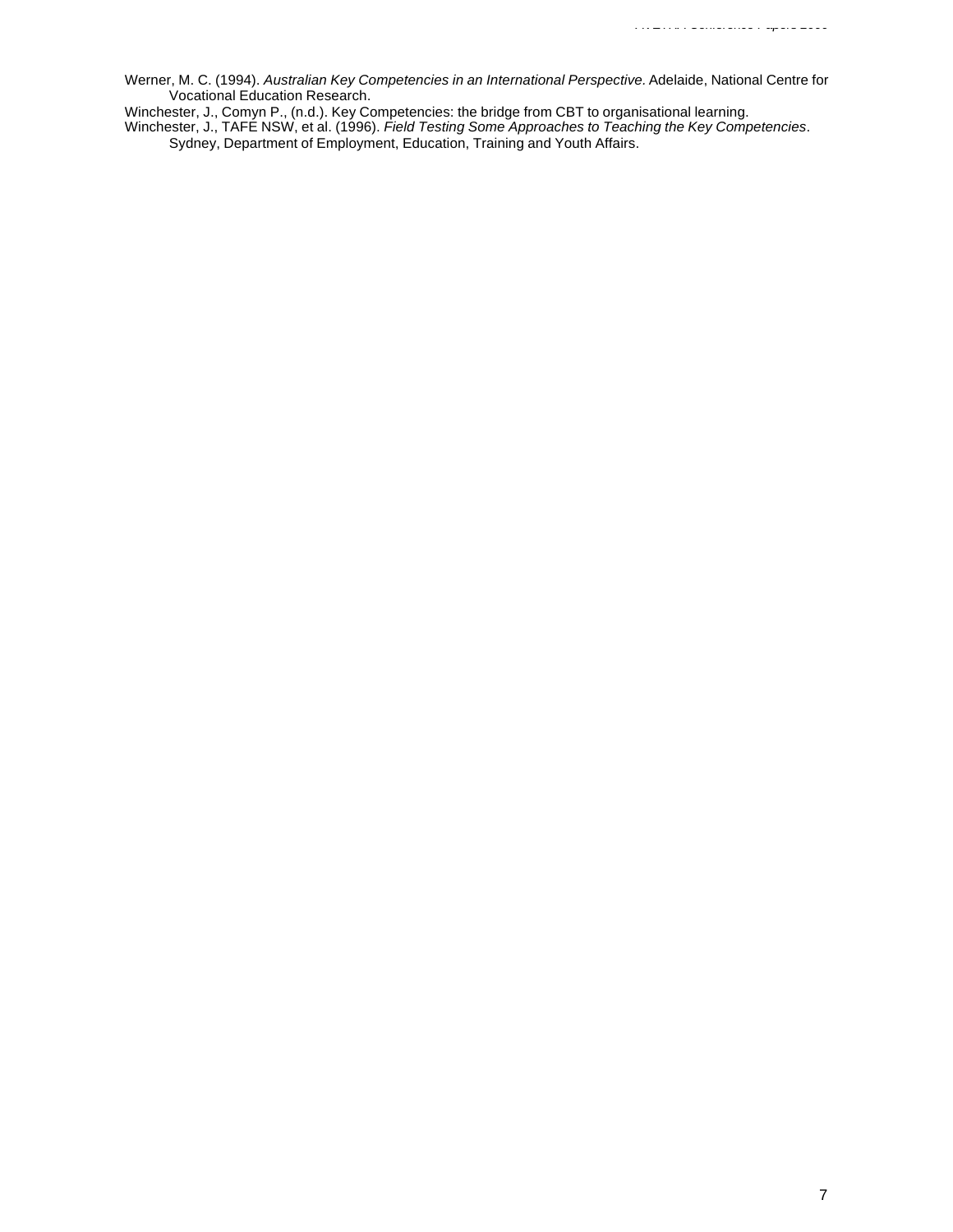Werner, M. C. (1994). *Australian Key Competencies in an International Perspective.* Adelaide, National Centre for Vocational Education Research.

Winchester, J., Comyn P., (n.d.). Key Competencies: the bridge from CBT to organisational learning.

Winchester, J., TAFE NSW, et al. (1996). *Field Testing Some Approaches to Teaching the Key Competencies*. Sydney, Department of Employment, Education, Training and Youth Affairs.